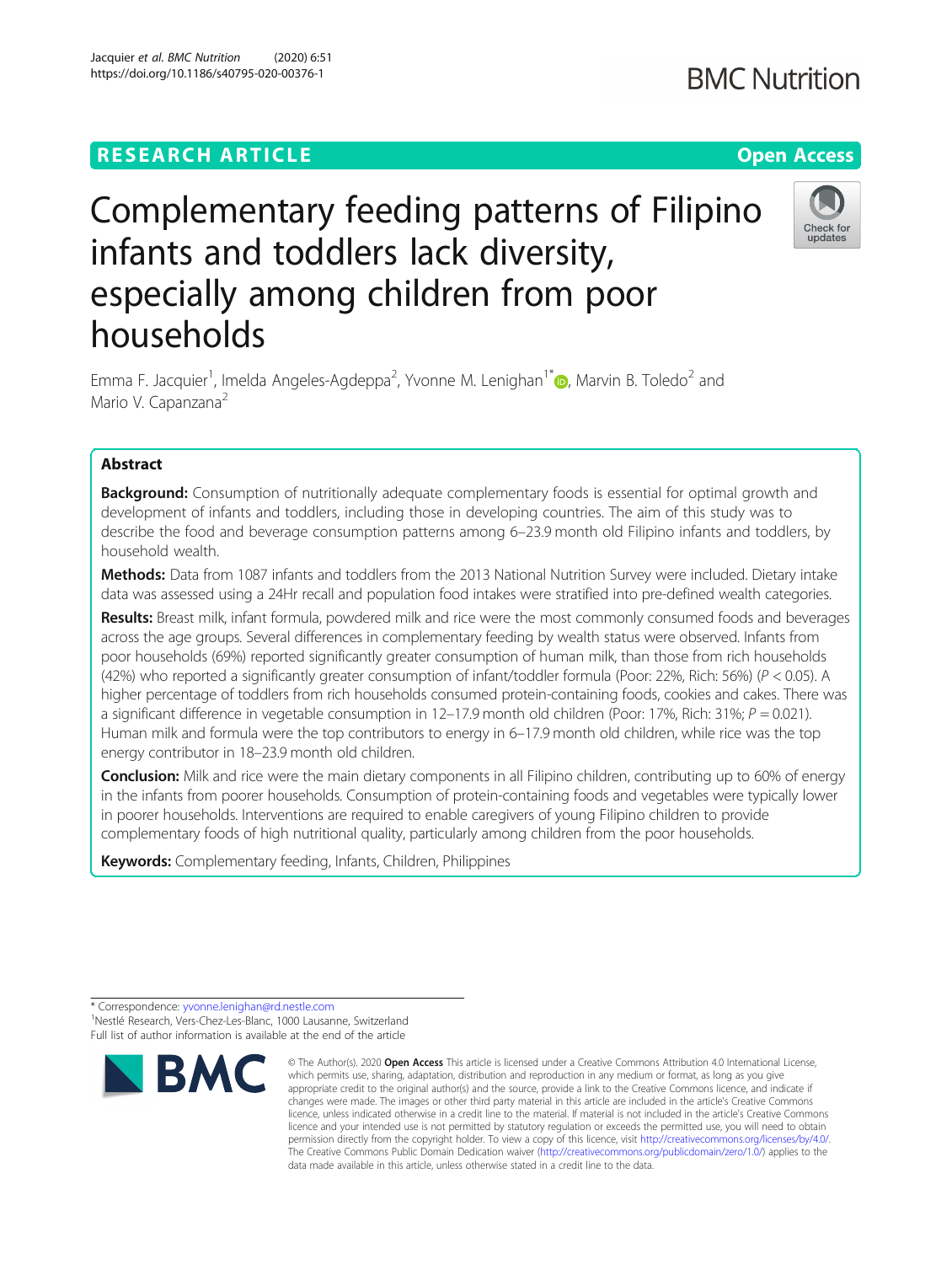RESEARCH ARTICLE

Open Access

# Complementary feeding patterns of Filipino infants and toddlers lack diversity, especially among children from poor households

Emma F. Jacquier[1], Imelda Angeles-Agdeppa[2], Yvonne M. Lenighan[1*], Marvin B. Toledo[2] and Mario V. Capanzana[2]

## Abstract

**Background:** Consumption of nutritionally adequate complementary foods is essential for optimal growth and development of infants and toddlers, including those in developing countries. The aim of this study was to describe the food and beverage consumption patterns among 6–23.9 month old Filipino infants and toddlers, by household wealth.

**Methods:** Data from 1087 infants and toddlers from the 2013 National Nutrition Survey were included. Dietary intake data was assessed using a 24Hr recall and population food intakes were stratified into pre-defined wealth categories.

**Results:** Breast milk, infant formula, powdered milk and rice were the most commonly consumed foods and beverages across the age groups. Several differences in complementary feeding by wealth status were observed. Infants from poor households (69%) reported significantly greater consumption of human milk, than those from rich households (42%) who reported a significantly greater consumption of infant/toddler formula (Poor: 22%, Rich: 56%) ($P < 0.05$). A higher percentage of toddlers from rich households consumed protein-containing foods, cookies and cakes. There was a significant difference in vegetable consumption in 12–17.9 month old children (Poor: 17%, Rich: 31%; $P = 0.021$). Human milk and formula were the top contributors to energy in 6–17.9 month old children, while rice was the top energy contributor in 18–23.9 month old children.

**Conclusion:** Milk and rice were the main dietary components in all Filipino children, contributing up to 60% of energy in the infants from poorer households. Consumption of protein-containing foods and vegetables were typically lower in poorer households. Interventions are required to enable caregivers of young Filipino children to provide complementary foods of high nutritional quality, particularly among children from the poor households.

**Keywords:** Complementary feeding, Infants, Children, Philippines

\* Correspondence: yvonne.lenighan@rd.nestle.com
[1]Nestlé Research, Vers-Chez-Les-Blanc, 1000 Lausanne, Switzerland
Full list of author information is available at the end of the article

© The Author(s). 2020 **Open Access** This article is licensed under a Creative Commons Attribution 4.0 International License, which permits use, sharing, adaptation, distribution and reproduction in any medium or format, as long as you give appropriate credit to the original author(s) and the source, provide a link to the Creative Commons licence, and indicate if changes were made. The images or other third party material in this article are included in the article's Creative Commons licence, unless indicated otherwise in a credit line to the material. If material is not included in the article's Creative Commons licence and your intended use is not permitted by statutory regulation or exceeds the permitted use, you will need to obtain permission directly from the copyright holder. To view a copy of this licence, visit http://creativecommons.org/licenses/by/4.0/. The Creative Commons Public Domain Dedication waiver (http://creativecommons.org/publicdomain/zero/1.0/) applies to the data made available in this article, unless otherwise stated in a credit line to the data.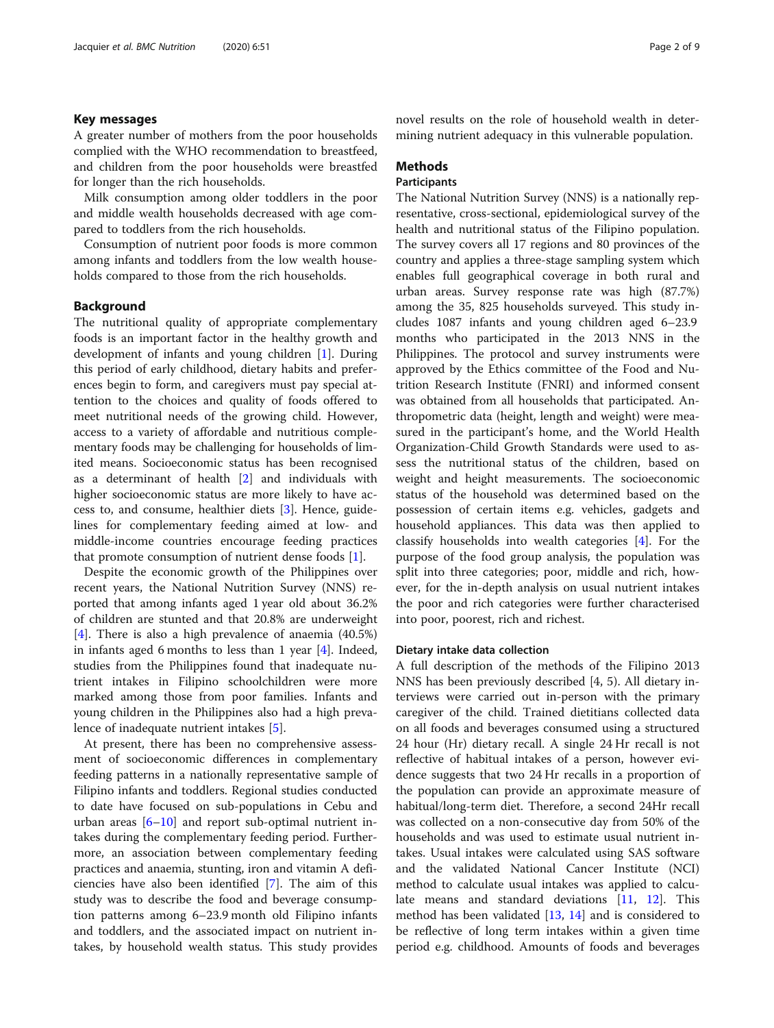## Key messages

A greater number of mothers from the poor households complied with the WHO recommendation to breastfeed, and children from the poor households were breastfed for longer than the rich households.

Milk consumption among older toddlers in the poor and middle wealth households decreased with age compared to toddlers from the rich households.

Consumption of nutrient poor foods is more common among infants and toddlers from the low wealth households compared to those from the rich households.

## Background

The nutritional quality of appropriate complementary foods is an important factor in the healthy growth and development of infants and young children [1]. During this period of early childhood, dietary habits and preferences begin to form, and caregivers must pay special attention to the choices and quality of foods offered to meet nutritional needs of the growing child. However, access to a variety of affordable and nutritious complementary foods may be challenging for households of limited means. Socioeconomic status has been recognised as a determinant of health [2] and individuals with higher socioeconomic status are more likely to have access to, and consume, healthier diets [3]. Hence, guidelines for complementary feeding aimed at low- and middle-income countries encourage feeding practices that promote consumption of nutrient dense foods [1].

Despite the economic growth of the Philippines over recent years, the National Nutrition Survey (NNS) reported that among infants aged 1 year old about 36.2% of children are stunted and that 20.8% are underweight [4]. There is also a high prevalence of anaemia (40.5%) in infants aged 6 months to less than 1 year [4]. Indeed, studies from the Philippines found that inadequate nutrient intakes in Filipino schoolchildren were more marked among those from poor families. Infants and young children in the Philippines also had a high prevalence of inadequate nutrient intakes [5].

At present, there has been no comprehensive assessment of socioeconomic differences in complementary feeding patterns in a nationally representative sample of Filipino infants and toddlers. Regional studies conducted to date have focused on sub-populations in Cebu and urban areas [6–10] and report sub-optimal nutrient intakes during the complementary feeding period. Furthermore, an association between complementary feeding practices and anaemia, stunting, iron and vitamin A deficiencies have also been identified [7]. The aim of this study was to describe the food and beverage consumption patterns among 6–23.9 month old Filipino infants and toddlers, and the associated impact on nutrient intakes, by household wealth status. This study provides novel results on the role of household wealth in determining nutrient adequacy in this vulnerable population.

## Methods

### Participants

The National Nutrition Survey (NNS) is a nationally representative, cross-sectional, epidemiological survey of the health and nutritional status of the Filipino population. The survey covers all 17 regions and 80 provinces of the country and applies a three-stage sampling system which enables full geographical coverage in both rural and urban areas. Survey response rate was high (87.7%) among the 35, 825 households surveyed. This study includes 1087 infants and young children aged 6–23.9 months who participated in the 2013 NNS in the Philippines. The protocol and survey instruments were approved by the Ethics committee of the Food and Nutrition Research Institute (FNRI) and informed consent was obtained from all households that participated. Anthropometric data (height, length and weight) were measured in the participant's home, and the World Health Organization-Child Growth Standards were used to assess the nutritional status of the children, based on weight and height measurements. The socioeconomic status of the household was determined based on the possession of certain items e.g. vehicles, gadgets and household appliances. This data was then applied to classify households into wealth categories [4]. For the purpose of the food group analysis, the population was split into three categories; poor, middle and rich, however, for the in-depth analysis on usual nutrient intakes the poor and rich categories were further characterised into poor, poorest, rich and richest.

### Dietary intake data collection

A full description of the methods of the Filipino 2013 NNS has been previously described [4, 5]. All dietary interviews were carried out in-person with the primary caregiver of the child. Trained dietitians collected data on all foods and beverages consumed using a structured 24 hour (Hr) dietary recall. A single 24 Hr recall is not reflective of habitual intakes of a person, however evidence suggests that two 24 Hr recalls in a proportion of the population can provide an approximate measure of habitual/long-term diet. Therefore, a second 24Hr recall was collected on a non-consecutive day from 50% of the households and was used to estimate usual nutrient intakes. Usual intakes were calculated using SAS software and the validated National Cancer Institute (NCI) method to calculate usual intakes was applied to calculate means and standard deviations [11, 12]. This method has been validated [13, 14] and is considered to be reflective of long term intakes within a given time period e.g. childhood. Amounts of foods and beverages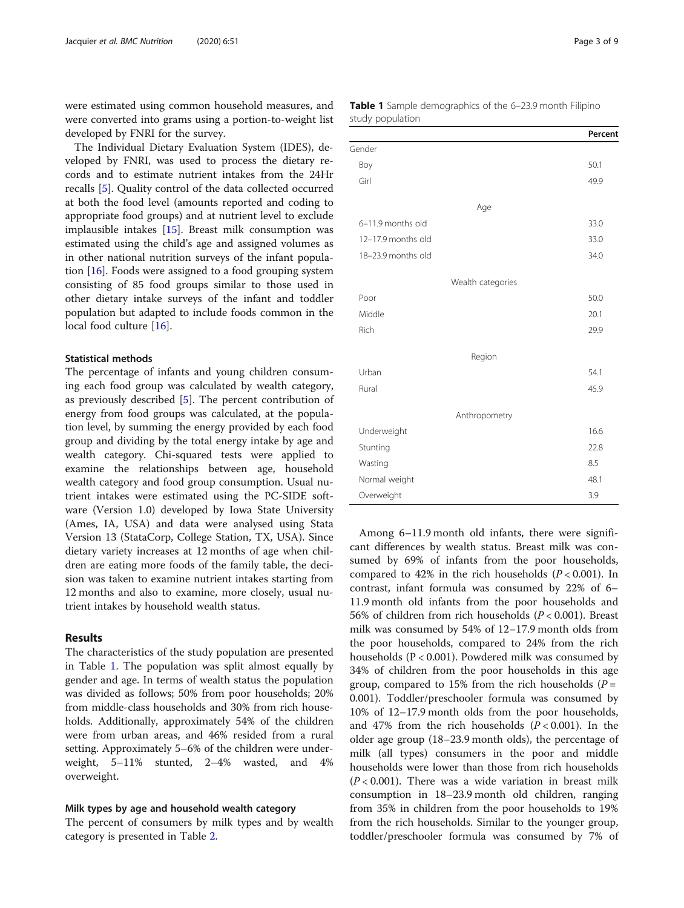were estimated using common household measures, and were converted into grams using a portion-to-weight list developed by FNRI for the survey.

The Individual Dietary Evaluation System (IDES), developed by FNRI, was used to process the dietary records and to estimate nutrient intakes from the 24Hr recalls [5]. Quality control of the data collected occurred at both the food level (amounts reported and coding to appropriate food groups) and at nutrient level to exclude implausible intakes [15]. Breast milk consumption was estimated using the child's age and assigned volumes as in other national nutrition surveys of the infant population [16]. Foods were assigned to a food grouping system consisting of 85 food groups similar to those used in other dietary intake surveys of the infant and toddler population but adapted to include foods common in the local food culture [16].

### Statistical methods

The percentage of infants and young children consuming each food group was calculated by wealth category, as previously described [5]. The percent contribution of energy from food groups was calculated, at the population level, by summing the energy provided by each food group and dividing by the total energy intake by age and wealth category. Chi-squared tests were applied to examine the relationships between age, household wealth category and food group consumption. Usual nutrient intakes were estimated using the PC-SIDE software (Version 1.0) developed by Iowa State University (Ames, IA, USA) and data were analysed using Stata Version 13 (StataCorp, College Station, TX, USA). Since dietary variety increases at 12 months of age when children are eating more foods of the family table, the decision was taken to examine nutrient intakes starting from 12 months and also to examine, more closely, usual nutrient intakes by household wealth status.

## Results

The characteristics of the study population are presented in Table 1. The population was split almost equally by gender and age. In terms of wealth status the population was divided as follows; 50% from poor households; 20% from middle-class households and 30% from rich households. Additionally, approximately 54% of the children were from urban areas, and 46% resided from a rural setting. Approximately 5–6% of the children were underweight, 5–11% stunted, 2–4% wasted, and 4% overweight.

### Milk types by age and household wealth category

The percent of consumers by milk types and by wealth category is presented in Table 2.

**Table 1** Sample demographics of the 6–23.9 month Filipino study population

| | Percent |
|---|---|
| Gender | |
| Boy | 50.1 |
| Girl | 49.9 |
| Age | |
| 6–11.9 months old | 33.0 |
| 12–17.9 months old | 33.0 |
| 18–23.9 months old | 34.0 |
| Wealth categories | |
| Poor | 50.0 |
| Middle | 20.1 |
| Rich | 29.9 |
| Region | |
| Urban | 54.1 |
| Rural | 45.9 |
| Anthropometry | |
| Underweight | 16.6 |
| Stunting | 22.8 |
| Wasting | 8.5 |
| Normal weight | 48.1 |
| Overweight | 3.9 |

Among 6–11.9 month old infants, there were significant differences by wealth status. Breast milk was consumed by 69% of infants from the poor households, compared to 42% in the rich households ($P < 0.001$). In contrast, infant formula was consumed by 22% of 6–11.9 month old infants from the poor households and 56% of children from rich households ($P < 0.001$). Breast milk was consumed by 54% of 12–17.9 month olds from the poor households, compared to 24% from the rich households ($P < 0.001$). Powdered milk was consumed by 34% of children from the poor households in this age group, compared to 15% from the rich households ($P = 0.001$). Toddler/preschooler formula was consumed by 10% of 12–17.9 month olds from the poor households, and 47% from the rich households ($P < 0.001$). In the older age group (18–23.9 month olds), the percentage of milk (all types) consumers in the poor and middle households were lower than those from rich households ($P < 0.001$). There was a wide variation in breast milk consumption in 18–23.9 month old children, ranging from 35% in children from the poor households to 19% from the rich households. Similar to the younger group, toddler/preschooler formula was consumed by 7% of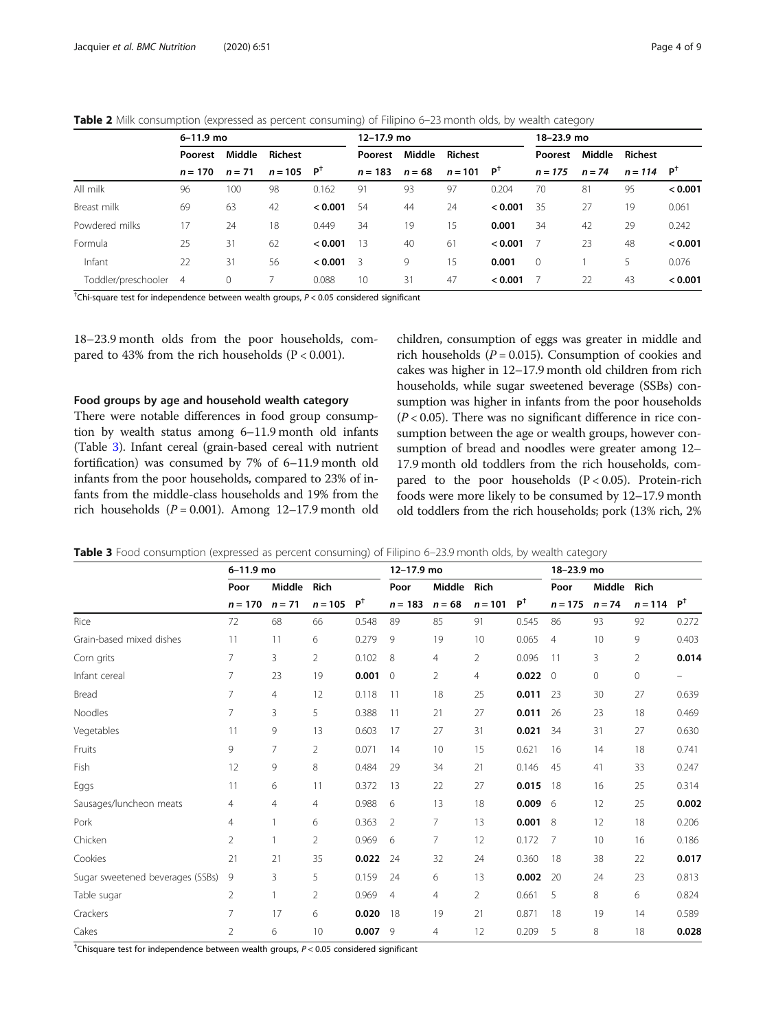**Table 2** Milk consumption (expressed as percent consuming) of Filipino 6–23 month olds, by wealth category

| | 6–11.9 mo | | | | 12–17.9 mo | | | | 18–23.9 mo | | | |
|---|---|---|---|---|---|---|---|---|---|---|---|---|
| | Poorest | Middle | Richest | | Poorest | Middle | Richest | | Poorest | Middle | Richest | |
| | *n* = 170 | *n* = 71 | *n* = 105 | P[†] | *n* = 183 | *n* = 68 | *n* = 101 | P[†] | *n* = 175 | *n* = 74 | *n* = 114 | P[†] |
| All milk | 96 | 100 | 98 | 0.162 | 91 | 93 | 97 | 0.204 | 70 | 81 | 95 | **< 0.001** |
| Breast milk | 69 | 63 | 42 | **< 0.001** | 54 | 44 | 24 | **< 0.001** | 35 | 27 | 19 | 0.061 |
| Powdered milks | 17 | 24 | 18 | 0.449 | 34 | 19 | 15 | **0.001** | 34 | 42 | 29 | 0.242 |
| Formula | 25 | 31 | 62 | **< 0.001** | 13 | 40 | 61 | **< 0.001** | 7 | 23 | 48 | **< 0.001** |
| Infant | 22 | 31 | 56 | **< 0.001** | 3 | 9 | 15 | **0.001** | 0 | 1 | 5 | 0.076 |
| Toddler/preschooler | 4 | 0 | 7 | 0.088 | 10 | 31 | 47 | **< 0.001** | 7 | 22 | 43 | **< 0.001** |

[†]Chi-square test for independence between wealth groups, $P < 0.05$ considered significant

18–23.9 month olds from the poor households, compared to 43% from the rich households ($P < 0.001$).

### Food groups by age and household wealth category

There were notable differences in food group consumption by wealth status among 6–11.9 month old infants (Table 3). Infant cereal (grain-based cereal with nutrient fortification) was consumed by 7% of 6–11.9 month old infants from the poor households, compared to 23% of infants from the middle-class households and 19% from the rich households ($P = 0.001$). Among 12–17.9 month old children, consumption of eggs was greater in middle and rich households ($P = 0.015$). Consumption of cookies and cakes was higher in 12–17.9 month old children from rich households, while sugar sweetened beverage (SSBs) consumption was higher in infants from the poor households ($P < 0.05$). There was no significant difference in rice consumption between the age or wealth groups, however consumption of bread and noodles were greater among 12–17.9 month old toddlers from the rich households, compared to the poor households ($P < 0.05$). Protein-rich foods were more likely to be consumed by 12–17.9 month old toddlers from the rich households; pork (13% rich, 2%

**Table 3** Food consumption (expressed as percent consuming) of Filipino 6–23.9 month olds, by wealth category

| | 6–11.9 mo | | | | 12–17.9 mo | | | | 18–23.9 mo | | | |
|---|---|---|---|---|---|---|---|---|---|---|---|---|
| | Poor | Middle | Rich | | Poor | Middle | Rich | | Poor | Middle | Rich | |
| | *n* = 170 | *n* = 71 | *n* = 105 | P[†] | *n* = 183 | *n* = 68 | *n* = 101 | P[†] | *n* = 175 | *n* = 74 | *n* = 114 | P[†] |
| Rice | 72 | 68 | 66 | 0.548 | 89 | 85 | 91 | 0.545 | 86 | 93 | 92 | 0.272 |
| Grain-based mixed dishes | 11 | 11 | 6 | 0.279 | 9 | 19 | 10 | 0.065 | 4 | 10 | 9 | 0.403 |
| Corn grits | 7 | 3 | 2 | 0.102 | 8 | 4 | 2 | 0.096 | 11 | 3 | 2 | **0.014** |
| Infant cereal | 7 | 23 | 19 | **0.001** | 0 | 2 | 4 | **0.022** | 0 | 0 | 0 | – |
| Bread | 7 | 4 | 12 | 0.118 | 11 | 18 | 25 | **0.011** | 23 | 30 | 27 | 0.639 |
| Noodles | 7 | 3 | 5 | 0.388 | 11 | 21 | 27 | **0.011** | 26 | 23 | 18 | 0.469 |
| Vegetables | 11 | 9 | 13 | 0.603 | 17 | 27 | 31 | **0.021** | 34 | 31 | 27 | 0.630 |
| Fruits | 9 | 7 | 2 | 0.071 | 14 | 10 | 15 | 0.621 | 16 | 14 | 18 | 0.741 |
| Fish | 12 | 9 | 8 | 0.484 | 29 | 34 | 21 | 0.146 | 45 | 41 | 33 | 0.247 |
| Eggs | 11 | 6 | 11 | 0.372 | 13 | 22 | 27 | **0.015** | 18 | 16 | 25 | 0.314 |
| Sausages/luncheon meats | 4 | 4 | 4 | 0.988 | 6 | 13 | 18 | **0.009** | 6 | 12 | 25 | **0.002** |
| Pork | 4 | 1 | 6 | 0.363 | 2 | 7 | 13 | **0.001** | 8 | 12 | 18 | 0.206 |
| Chicken | 2 | 1 | 2 | 0.969 | 6 | 7 | 12 | 0.172 | 7 | 10 | 16 | 0.186 |
| Cookies | 21 | 21 | 35 | **0.022** | 24 | 32 | 24 | 0.360 | 18 | 38 | 22 | **0.017** |
| Sugar sweetened beverages (SSBs) | 9 | 3 | 5 | 0.159 | 24 | 6 | 13 | **0.002** | 20 | 24 | 23 | 0.813 |
| Table sugar | 2 | 1 | 2 | 0.969 | 4 | 4 | 2 | 0.661 | 5 | 8 | 6 | 0.824 |
| Crackers | 7 | 17 | 6 | **0.020** | 18 | 19 | 21 | 0.871 | 18 | 19 | 14 | 0.589 |
| Cakes | 2 | 6 | 10 | **0.007** | 9 | 4 | 12 | 0.209 | 5 | 8 | 18 | **0.028** |

[†]Chisquare test for independence between wealth groups, $P < 0.05$ considered significant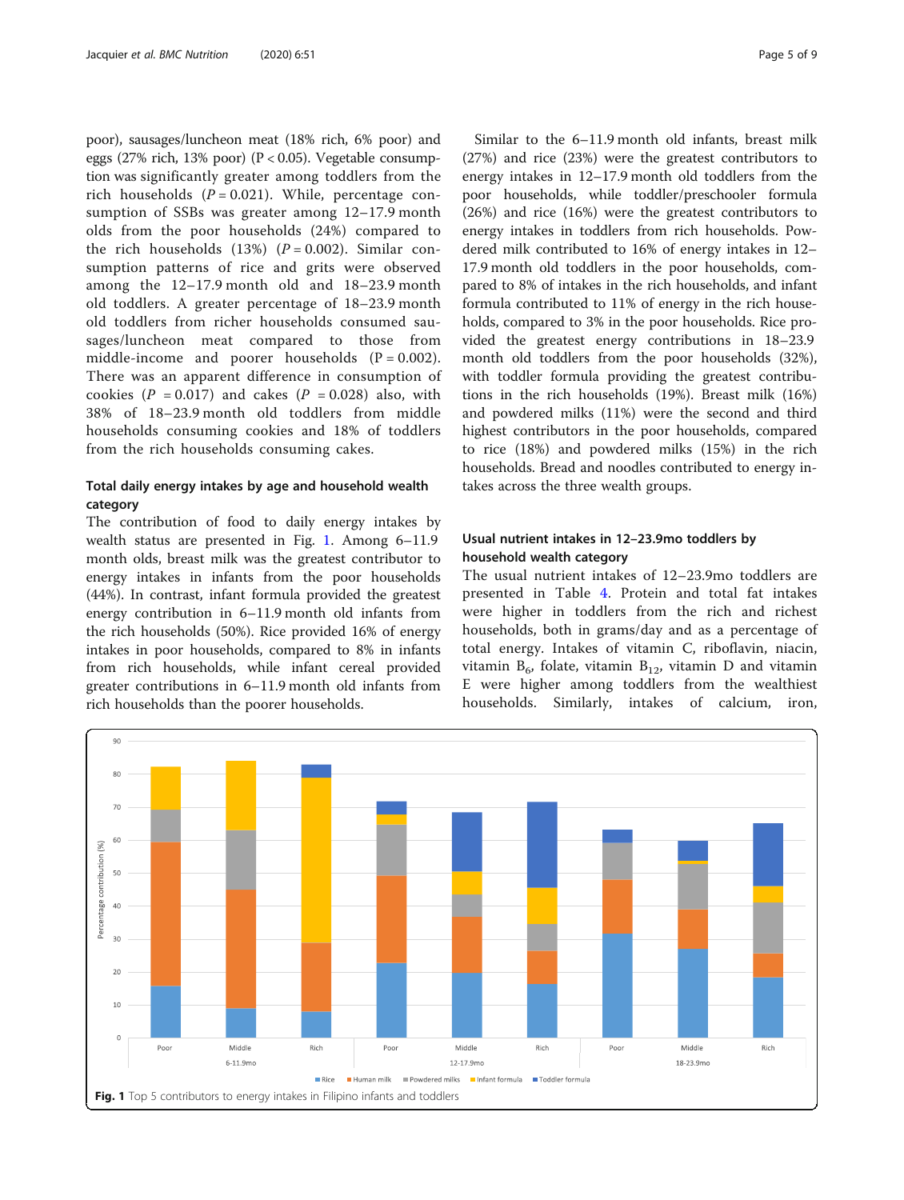poor), sausages/luncheon meat (18% rich, 6% poor) and eggs (27% rich, 13% poor) (P < 0.05). Vegetable consumption was significantly greater among toddlers from the rich households ($P = 0.021$). While, percentage consumption of SSBs was greater among 12–17.9 month olds from the poor households (24%) compared to the rich households (13%) ($P = 0.002$). Similar consumption patterns of rice and grits were observed among the 12–17.9 month old and 18–23.9 month old toddlers. A greater percentage of 18–23.9 month old toddlers from richer households consumed sausages/luncheon meat compared to those from middle-income and poorer households ($P = 0.002$). There was an apparent difference in consumption of cookies ($P = 0.017$) and cakes ($P = 0.028$) also, with 38% of 18–23.9 month old toddlers from middle households consuming cookies and 18% of toddlers from the rich households consuming cakes.

## Total daily energy intakes by age and household wealth category

The contribution of food to daily energy intakes by wealth status are presented in Fig. 1. Among 6–11.9 month olds, breast milk was the greatest contributor to energy intakes in infants from the poor households (44%). In contrast, infant formula provided the greatest energy contribution in 6–11.9 month old infants from the rich households (50%). Rice provided 16% of energy intakes in poor households, compared to 8% in infants from rich households, while infant cereal provided greater contributions in 6–11.9 month old infants from rich households than the poorer households.

Similar to the 6–11.9 month old infants, breast milk (27%) and rice (23%) were the greatest contributors to energy intakes in 12–17.9 month old toddlers from the poor households, while toddler/preschooler formula (26%) and rice (16%) were the greatest contributors to energy intakes in toddlers from rich households. Powdered milk contributed to 16% of energy intakes in 12–17.9 month old toddlers in the poor households, compared to 8% of intakes in the rich households, and infant formula contributed to 11% of energy in the rich households, compared to 3% in the poor households. Rice provided the greatest energy contributions in 18–23.9 month old toddlers from the poor households (32%), with toddler formula providing the greatest contributions in the rich households (19%). Breast milk (16%) and powdered milks (11%) were the second and third highest contributors in the poor households, compared to rice (18%) and powdered milks (15%) in the rich households. Bread and noodles contributed to energy intakes across the three wealth groups.

## Usual nutrient intakes in 12–23.9mo toddlers by household wealth category

The usual nutrient intakes of 12–23.9mo toddlers are presented in Table 4. Protein and total fat intakes were higher in toddlers from the rich and richest households, both in grams/day and as a percentage of total energy. Intakes of vitamin C, riboflavin, niacin, vitamin $B_6$, folate, vitamin $B_{12}$, vitamin D and vitamin E were higher among toddlers from the wealthiest households. Similarly, intakes of calcium, iron,

**Fig. 1** Top 5 contributors to energy intakes in Filipino infants and toddlers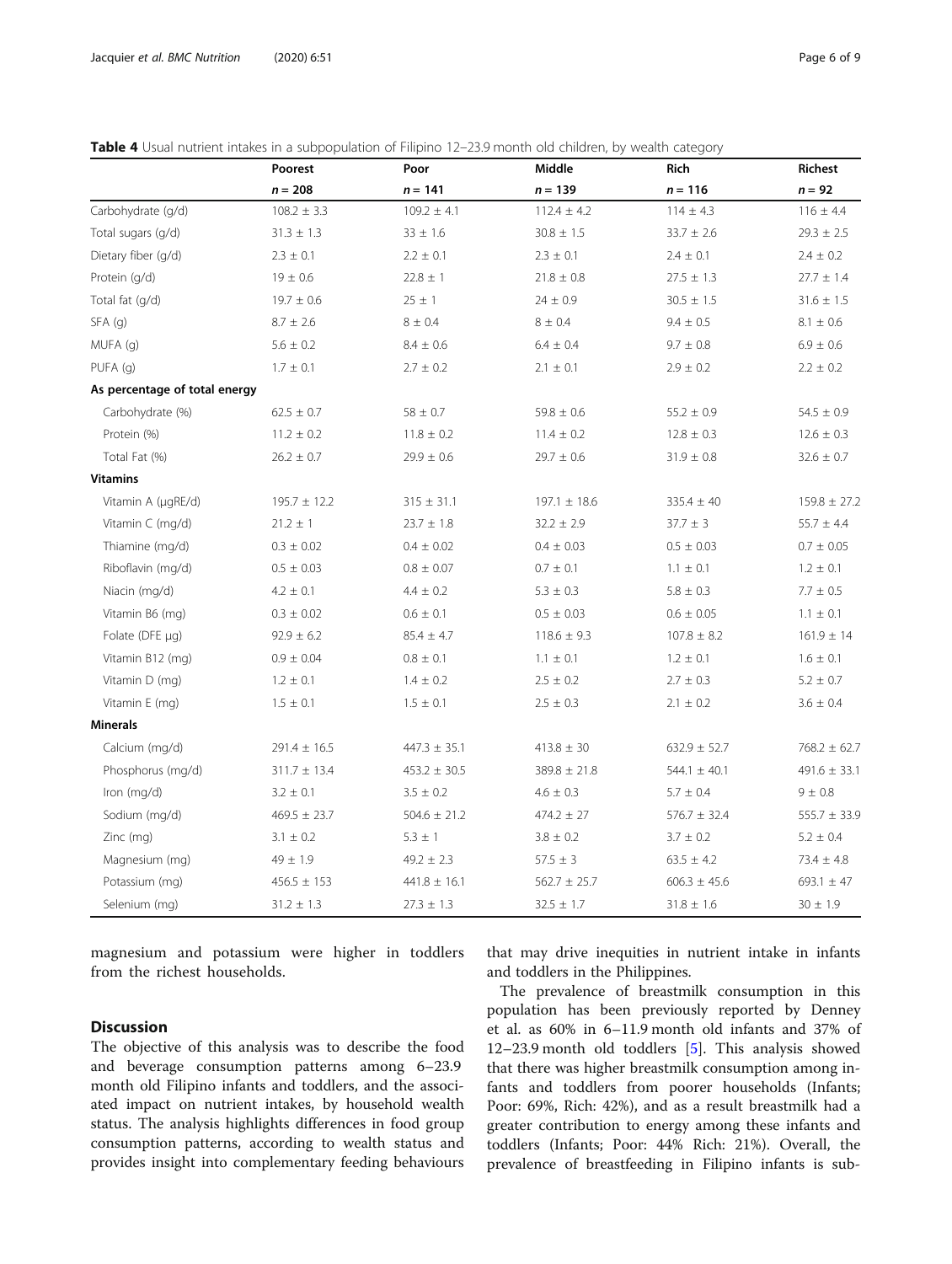**Table 4** Usual nutrient intakes in a subpopulation of Filipino 12–23.9 month old children, by wealth category

| | Poorest | Poor | Middle | Rich | Richest |
|---|---|---|---|---|---|
| | $n = 208$ | $n = 141$ | $n = 139$ | $n = 116$ | $n = 92$ |
| Carbohydrate (g/d) | 108.2 ± 3.3 | 109.2 ± 4.1 | 112.4 ± 4.2 | 114 ± 4.3 | 116 ± 4.4 |
| Total sugars (g/d) | 31.3 ± 1.3 | 33 ± 1.6 | 30.8 ± 1.5 | 33.7 ± 2.6 | 29.3 ± 2.5 |
| Dietary fiber (g/d) | 2.3 ± 0.1 | 2.2 ± 0.1 | 2.3 ± 0.1 | 2.4 ± 0.1 | 2.4 ± 0.2 |
| Protein (g/d) | 19 ± 0.6 | 22.8 ± 1 | 21.8 ± 0.8 | 27.5 ± 1.3 | 27.7 ± 1.4 |
| Total fat (g/d) | 19.7 ± 0.6 | 25 ± 1 | 24 ± 0.9 | 30.5 ± 1.5 | 31.6 ± 1.5 |
| SFA (g) | 8.7 ± 2.6 | 8 ± 0.4 | 8 ± 0.4 | 9.4 ± 0.5 | 8.1 ± 0.6 |
| MUFA (g) | 5.6 ± 0.2 | 8.4 ± 0.6 | 6.4 ± 0.4 | 9.7 ± 0.8 | 6.9 ± 0.6 |
| PUFA (g) | 1.7 ± 0.1 | 2.7 ± 0.2 | 2.1 ± 0.1 | 2.9 ± 0.2 | 2.2 ± 0.2 |
| **As percentage of total energy** | | | | | |
| Carbohydrate (%) | 62.5 ± 0.7 | 58 ± 0.7 | 59.8 ± 0.6 | 55.2 ± 0.9 | 54.5 ± 0.9 |
| Protein (%) | 11.2 ± 0.2 | 11.8 ± 0.2 | 11.4 ± 0.2 | 12.8 ± 0.3 | 12.6 ± 0.3 |
| Total Fat (%) | 26.2 ± 0.7 | 29.9 ± 0.6 | 29.7 ± 0.6 | 31.9 ± 0.8 | 32.6 ± 0.7 |
| **Vitamins** | | | | | |
| Vitamin A (μgRE/d) | 195.7 ± 12.2 | 315 ± 31.1 | 197.1 ± 18.6 | 335.4 ± 40 | 159.8 ± 27.2 |
| Vitamin C (mg/d) | 21.2 ± 1 | 23.7 ± 1.8 | 32.2 ± 2.9 | 37.7 ± 3 | 55.7 ± 4.4 |
| Thiamine (mg/d) | 0.3 ± 0.02 | 0.4 ± 0.02 | 0.4 ± 0.03 | 0.5 ± 0.03 | 0.7 ± 0.05 |
| Riboflavin (mg/d) | 0.5 ± 0.03 | 0.8 ± 0.07 | 0.7 ± 0.1 | 1.1 ± 0.1 | 1.2 ± 0.1 |
| Niacin (mg/d) | 4.2 ± 0.1 | 4.4 ± 0.2 | 5.3 ± 0.3 | 5.8 ± 0.3 | 7.7 ± 0.5 |
| Vitamin B6 (mg) | 0.3 ± 0.02 | 0.6 ± 0.1 | 0.5 ± 0.03 | 0.6 ± 0.05 | 1.1 ± 0.1 |
| Folate (DFE μg) | 92.9 ± 6.2 | 85.4 ± 4.7 | 118.6 ± 9.3 | 107.8 ± 8.2 | 161.9 ± 14 |
| Vitamin B12 (mg) | 0.9 ± 0.04 | 0.8 ± 0.1 | 1.1 ± 0.1 | 1.2 ± 0.1 | 1.6 ± 0.1 |
| Vitamin D (mg) | 1.2 ± 0.1 | 1.4 ± 0.2 | 2.5 ± 0.2 | 2.7 ± 0.3 | 5.2 ± 0.7 |
| Vitamin E (mg) | 1.5 ± 0.1 | 1.5 ± 0.1 | 2.5 ± 0.3 | 2.1 ± 0.2 | 3.6 ± 0.4 |
| **Minerals** | | | | | |
| Calcium (mg/d) | 291.4 ± 16.5 | 447.3 ± 35.1 | 413.8 ± 30 | 632.9 ± 52.7 | 768.2 ± 62.7 |
| Phosphorus (mg/d) | 311.7 ± 13.4 | 453.2 ± 30.5 | 389.8 ± 21.8 | 544.1 ± 40.1 | 491.6 ± 33.1 |
| Iron (mg/d) | 3.2 ± 0.1 | 3.5 ± 0.2 | 4.6 ± 0.3 | 5.7 ± 0.4 | 9 ± 0.8 |
| Sodium (mg/d) | 469.5 ± 23.7 | 504.6 ± 21.2 | 474.2 ± 27 | 576.7 ± 32.4 | 555.7 ± 33.9 |
| Zinc (mg) | 3.1 ± 0.2 | 5.3 ± 1 | 3.8 ± 0.2 | 3.7 ± 0.2 | 5.2 ± 0.4 |
| Magnesium (mg) | 49 ± 1.9 | 49.2 ± 2.3 | 57.5 ± 3 | 63.5 ± 4.2 | 73.4 ± 4.8 |
| Potassium (mg) | 456.5 ± 153 | 441.8 ± 16.1 | 562.7 ± 25.7 | 606.3 ± 45.6 | 693.1 ± 47 |
| Selenium (mg) | 31.2 ± 1.3 | 27.3 ± 1.3 | 32.5 ± 1.7 | 31.8 ± 1.6 | 30 ± 1.9 |

magnesium and potassium were higher in toddlers from the richest households.

## Discussion

The objective of this analysis was to describe the food and beverage consumption patterns among 6–23.9 month old Filipino infants and toddlers, and the associated impact on nutrient intakes, by household wealth status. The analysis highlights differences in food group consumption patterns, according to wealth status and provides insight into complementary feeding behaviours that may drive inequities in nutrient intake in infants and toddlers in the Philippines.

The prevalence of breastmilk consumption in this population has been previously reported by Denney et al. as 60% in 6–11.9 month old infants and 37% of 12–23.9 month old toddlers [5]. This analysis showed that there was higher breastmilk consumption among infants and toddlers from poorer households (Infants; Poor: 69%, Rich: 42%), and as a result breastmilk had a greater contribution to energy among these infants and toddlers (Infants; Poor: 44% Rich: 21%). Overall, the prevalence of breastfeeding in Filipino infants is sub-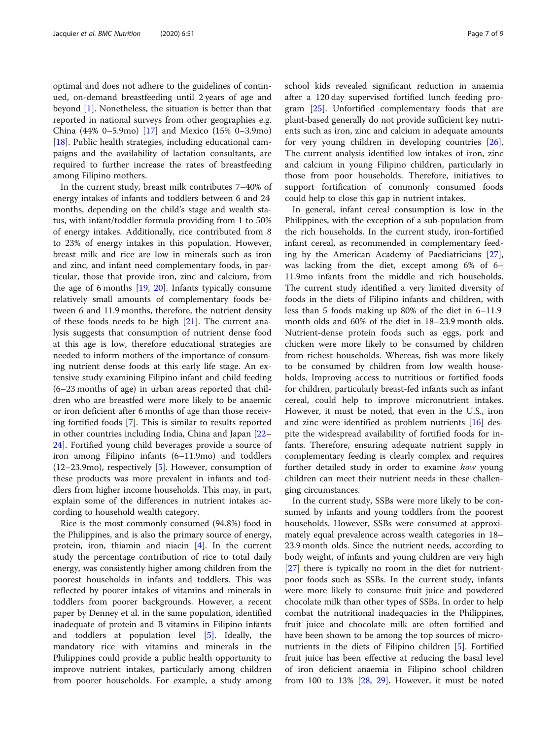optimal and does not adhere to the guidelines of continued, on-demand breastfeeding until 2 years of age and beyond [1]. Nonetheless, the situation is better than that reported in national surveys from other geographies e.g. China (44% 0–5.9mo) [17] and Mexico (15% 0–3.9mo) [18]. Public health strategies, including educational campaigns and the availability of lactation consultants, are required to further increase the rates of breastfeeding among Filipino mothers.

In the current study, breast milk contributes 7–40% of energy intakes of infants and toddlers between 6 and 24 months, depending on the child's stage and wealth status, with infant/toddler formula providing from 1 to 50% of energy intakes. Additionally, rice contributed from 8 to 23% of energy intakes in this population. However, breast milk and rice are low in minerals such as iron and zinc, and infant need complementary foods, in particular, those that provide iron, zinc and calcium, from the age of 6 months [19, 20]. Infants typically consume relatively small amounts of complementary foods between 6 and 11.9 months, therefore, the nutrient density of these foods needs to be high [21]. The current analysis suggests that consumption of nutrient dense food at this age is low, therefore educational strategies are needed to inform mothers of the importance of consuming nutrient dense foods at this early life stage. An extensive study examining Filipino infant and child feeding (6–23 months of age) in urban areas reported that children who are breastfed were more likely to be anaemic or iron deficient after 6 months of age than those receiving fortified foods [7]. This is similar to results reported in other countries including India, China and Japan [22–24]. Fortified young child beverages provide a source of iron among Filipino infants (6–11.9mo) and toddlers (12–23.9mo), respectively [5]. However, consumption of these products was more prevalent in infants and toddlers from higher income households. This may, in part, explain some of the differences in nutrient intakes according to household wealth category.

Rice is the most commonly consumed (94.8%) food in the Philippines, and is also the primary source of energy, protein, iron, thiamin and niacin [4]. In the current study the percentage contribution of rice to total daily energy, was consistently higher among children from the poorest households in infants and toddlers. This was reflected by poorer intakes of vitamins and minerals in toddlers from poorer backgrounds. However, a recent paper by Denney et al. in the same population, identified inadequate of protein and B vitamins in Filipino infants and toddlers at population level [5]. Ideally, the mandatory rice with vitamins and minerals in the Philippines could provide a public health opportunity to improve nutrient intakes, particularly among children from poorer households. For example, a study among school kids revealed significant reduction in anaemia after a 120 day supervised fortified lunch feeding program [25]. Unfortified complementary foods that are plant-based generally do not provide sufficient key nutrients such as iron, zinc and calcium in adequate amounts for very young children in developing countries [26]. The current analysis identified low intakes of iron, zinc and calcium in young Filipino children, particularly in those from poor households. Therefore, initiatives to support fortification of commonly consumed foods could help to close this gap in nutrient intakes.

In general, infant cereal consumption is low in the Philippines, with the exception of a sub-population from the rich households. In the current study, iron-fortified infant cereal, as recommended in complementary feeding by the American Academy of Paediatricians [27], was lacking from the diet, except among 6% of 6–11.9mo infants from the middle and rich households. The current study identified a very limited diversity of foods in the diets of Filipino infants and children, with less than 5 foods making up 80% of the diet in 6–11.9 month olds and 60% of the diet in 18–23.9 month olds. Nutrient-dense protein foods such as eggs, pork and chicken were more likely to be consumed by children from richest households. Whereas, fish was more likely to be consumed by children from low wealth households. Improving access to nutritious or fortified foods for children, particularly breast-fed infants such as infant cereal, could help to improve micronutrient intakes. However, it must be noted, that even in the U.S., iron and zinc were identified as problem nutrients [16] despite the widespread availability of fortified foods for infants. Therefore, ensuring adequate nutrient supply in complementary feeding is clearly complex and requires further detailed study in order to examine *how* young children can meet their nutrient needs in these challenging circumstances.

In the current study, SSBs were more likely to be consumed by infants and young toddlers from the poorest households. However, SSBs were consumed at approximately equal prevalence across wealth categories in 18–23.9 month olds. Since the nutrient needs, according to body weight, of infants and young children are very high [27] there is typically no room in the diet for nutrient-poor foods such as SSBs. In the current study, infants were more likely to consume fruit juice and powdered chocolate milk than other types of SSBs. In order to help combat the nutritional inadequacies in the Philippines, fruit juice and chocolate milk are often fortified and have been shown to be among the top sources of micronutrients in the diets of Filipino children [5]. Fortified fruit juice has been effective at reducing the basal level of iron deficient anaemia in Filipino school children from 100 to 13% [28, 29]. However, it must be noted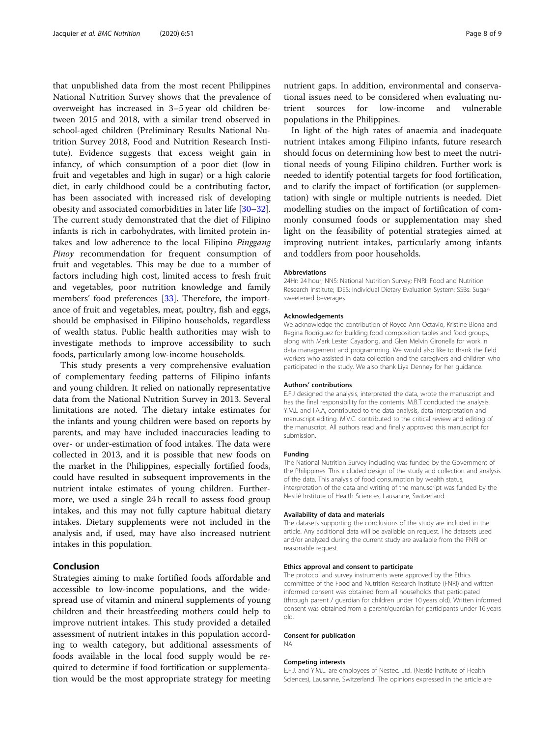that unpublished data from the most recent Philippines National Nutrition Survey shows that the prevalence of overweight has increased in 3–5 year old children between 2015 and 2018, with a similar trend observed in school-aged children (Preliminary Results National Nutrition Survey 2018, Food and Nutrition Research Institute). Evidence suggests that excess weight gain in infancy, of which consumption of a poor diet (low in fruit and vegetables and high in sugar) or a high calorie diet, in early childhood could be a contributing factor, has been associated with increased risk of developing obesity and associated comorbidities in later life [30–32]. The current study demonstrated that the diet of Filipino infants is rich in carbohydrates, with limited protein intakes and low adherence to the local Filipino *Pinggang Pinoy* recommendation for frequent consumption of fruit and vegetables. This may be due to a number of factors including high cost, limited access to fresh fruit and vegetables, poor nutrition knowledge and family members' food preferences [33]. Therefore, the importance of fruit and vegetables, meat, poultry, fish and eggs, should be emphasised in Filipino households, regardless of wealth status. Public health authorities may wish to investigate methods to improve accessibility to such foods, particularly among low-income households.

This study presents a very comprehensive evaluation of complementary feeding patterns of Filipino infants and young children. It relied on nationally representative data from the National Nutrition Survey in 2013. Several limitations are noted. The dietary intake estimates for the infants and young children were based on reports by parents, and may have included inaccuracies leading to over- or under-estimation of food intakes. The data were collected in 2013, and it is possible that new foods on the market in the Philippines, especially fortified foods, could have resulted in subsequent improvements in the nutrient intake estimates of young children. Furthermore, we used a single 24 h recall to assess food group intakes, and this may not fully capture habitual dietary intakes. Dietary supplements were not included in the analysis and, if used, may have also increased nutrient intakes in this population.

## Conclusion

Strategies aiming to make fortified foods affordable and accessible to low-income populations, and the widespread use of vitamin and mineral supplements of young children and their breastfeeding mothers could help to improve nutrient intakes. This study provided a detailed assessment of nutrient intakes in this population according to wealth category, but additional assessments of foods available in the local food supply would be required to determine if food fortification or supplementation would be the most appropriate strategy for meeting nutrient gaps. In addition, environmental and conservational issues need to be considered when evaluating nutrient sources for low-income and vulnerable populations in the Philippines.

In light of the high rates of anaemia and inadequate nutrient intakes among Filipino infants, future research should focus on determining how best to meet the nutritional needs of young Filipino children. Further work is needed to identify potential targets for food fortification, and to clarify the impact of fortification (or supplementation) with single or multiple nutrients is needed. Diet modelling studies on the impact of fortification of commonly consumed foods or supplementation may shed light on the feasibility of potential strategies aimed at improving nutrient intakes, particularly among infants and toddlers from poor households.

#### Abbreviations

24Hr: 24 hour; NNS: National Nutrition Survey; FNRI: Food and Nutrition Research Institute; IDES: Individual Dietary Evaluation System; SSBs: Sugar-sweetened beverages

#### Acknowledgements

We acknowledge the contribution of Royce Ann Octavio, Kristine Biona and Regina Rodriguez for building food composition tables and food groups, along with Mark Lester Cayadong, and Glen Melvin Gironella for work in data management and programming. We would also like to thank the field workers who assisted in data collection and the caregivers and children who participated in the study. We also thank Liya Denney for her guidance.

#### Authors' contributions

E.F.J designed the analysis, interpreted the data, wrote the manuscript and has the final responsibility for the contents. M.B.T conducted the analysis. Y.M.L and I.A.A, contributed to the data analysis, data interpretation and manuscript editing. M.V.C. contributed to the critical review and editing of the manuscript. All authors read and finally approved this manuscript for submission.

#### Funding

The National Nutrition Survey including was funded by the Government of the Philippines. This included design of the study and collection and analysis of the data. This analysis of food consumption by wealth status, interpretation of the data and writing of the manuscript was funded by the Nestlé Institute of Health Sciences, Lausanne, Switzerland.

#### Availability of data and materials

The datasets supporting the conclusions of the study are included in the article. Any additional data will be available on request. The datasets used and/or analyzed during the current study are available from the FNRI on reasonable request.

#### Ethics approval and consent to participate

The protocol and survey instruments were approved by the Ethics committee of the Food and Nutrition Research Institute (FNRI) and written informed consent was obtained from all households that participated (through parent / guardian for children under 10 years old). Written informed consent was obtained from a parent/guardian for participants under 16 years old.

#### Consent for publication

NA.

#### Competing interests

E.F.J. and Y.M.L. are employees of Nestec. Ltd. (Nestlé Institute of Health Sciences), Lausanne, Switzerland. The opinions expressed in the article are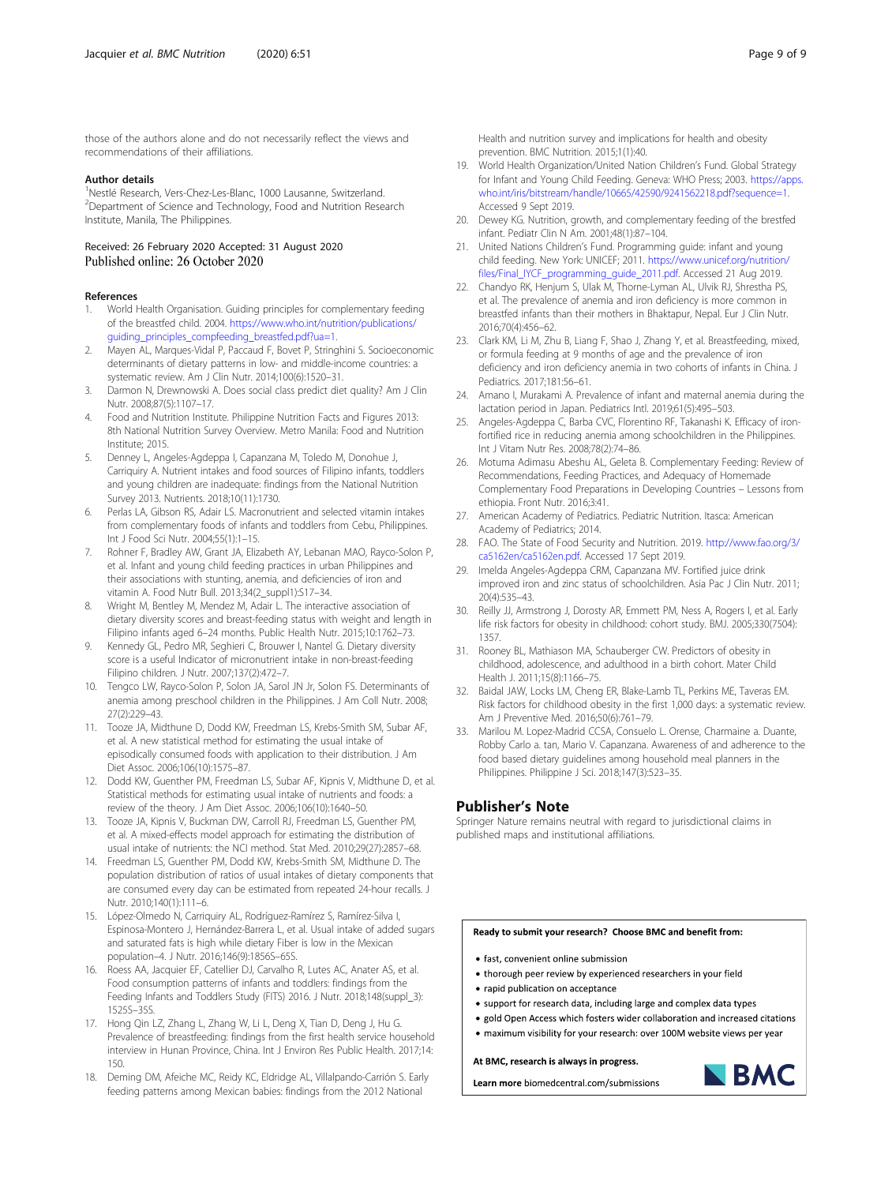those of the authors alone and do not necessarily reflect the views and recommendations of their affiliations.

#### Author details

[1]Nestlé Research, Vers-Chez-Les-Blanc, 1000 Lausanne, Switzerland. [2]Department of Science and Technology, Food and Nutrition Research Institute, Manila, The Philippines.

Received: 26 February 2020 Accepted: 31 August 2020
Published online: 26 October 2020

#### References

1. World Health Organisation. Guiding principles for complementary feeding of the breastfed child. 2004. https://www.who.int/nutrition/publications/guiding_principles_compfeeding_breastfed.pdf?ua=1.
2. Mayen AL, Marques-Vidal P, Paccaud F, Bovet P, Stringhini S. Socioeconomic determinants of dietary patterns in low- and middle-income countries: a systematic review. Am J Clin Nutr. 2014;100(6):1520–31.
3. Darmon N, Drewnowski A. Does social class predict diet quality? Am J Clin Nutr. 2008;87(5):1107–17.
4. Food and Nutrition Institute. Philippine Nutrition Facts and Figures 2013: 8th National Nutrition Survey Overview. Metro Manila: Food and Nutrition Institute; 2015.
5. Denney L, Angeles-Agdeppa I, Capanzana M, Toledo M, Donohue J, Carriquiry A. Nutrient intakes and food sources of Filipino infants, toddlers and young children are inadequate: findings from the National Nutrition Survey 2013. Nutrients. 2018;10(11):1730.
6. Perlas LA, Gibson RS, Adair LS. Macronutrient and selected vitamin intakes from complementary foods of infants and toddlers from Cebu, Philippines. Int J Food Sci Nutr. 2004;55(1):1–15.
7. Rohner F, Bradley AW, Grant JA, Elizabeth AY, Lebanan MAO, Rayco-Solon P, et al. Infant and young child feeding practices in urban Philippines and their associations with stunting, anemia, and deficiencies of iron and vitamin A. Food Nutr Bull. 2013;34(2_suppl1):S17–34.
8. Wright M, Bentley M, Mendez M, Adair L. The interactive association of dietary diversity scores and breast-feeding status with weight and length in Filipino infants aged 6–24 months. Public Health Nutr. 2015;10:1762–73.
9. Kennedy GL, Pedro MR, Seghieri C, Brouwer I, Nantel G. Dietary diversity score is a useful Indicator of micronutrient intake in non-breast-feeding Filipino children. J Nutr. 2007;137(2):472–7.
10. Tengco LW, Rayco-Solon P, Solon JA, Sarol JN Jr, Solon FS. Determinants of anemia among preschool children in the Philippines. J Am Coll Nutr. 2008;27(2):229–43.
11. Tooze JA, Midthune D, Dodd KW, Freedman LS, Krebs-Smith SM, Subar AF, et al. A new statistical method for estimating the usual intake of episodically consumed foods with application to their distribution. J Am Diet Assoc. 2006;106(10):1575–87.
12. Dodd KW, Guenther PM, Freedman LS, Subar AF, Kipnis V, Midthune D, et al. Statistical methods for estimating usual intake of nutrients and foods: a review of the theory. J Am Diet Assoc. 2006;106(10):1640–50.
13. Tooze JA, Kipnis V, Buckman DW, Carroll RJ, Freedman LS, Guenther PM, et al. A mixed-effects model approach for estimating the distribution of usual intake of nutrients: the NCI method. Stat Med. 2010;29(27):2857–68.
14. Freedman LS, Guenther PM, Dodd KW, Krebs-Smith SM, Midthune D. The population distribution of ratios of usual intakes of dietary components that are consumed every day can be estimated from repeated 24-hour recalls. J Nutr. 2010;140(1):111–6.
15. López-Olmedo N, Carriquiry AL, Rodríguez-Ramírez S, Ramírez-Silva I, Espinosa-Montero J, Hernández-Barrera L, et al. Usual intake of added sugars and saturated fats is high while dietary Fiber is low in the Mexican population–4. J Nutr. 2016;146(9):1856S–65S.
16. Roess AA, Jacquier EF, Catellier DJ, Carvalho R, Lutes AC, Anater AS, et al. Food consumption patterns of infants and toddlers: findings from the Feeding Infants and Toddlers Study (FITS) 2016. J Nutr. 2018;148(suppl_3):1525S–35S.
17. Hong Qin LZ, Zhang L, Zhang W, Li L, Deng X, Tian D, Zhang J, Hu G. Prevalence of breastfeeding: findings from the first health service household interview in Hunan Province, China. Int J Environ Res Public Health. 2017;14:150.
18. Deming DM, Afeiche MC, Reidy KC, Eldridge AL, Villalpando-Carrión S. Early feeding patterns among Mexican babies: findings from the 2012 National Health and nutrition survey and implications for health and obesity prevention. BMC Nutrition. 2015;1(1):40.
19. World Health Organization/United Nation Children's Fund. Global Strategy for Infant and Young Child Feeding. Geneva: WHO Press; 2003. https://apps.who.int/iris/bitstream/handle/10665/42590/9241562218.pdf?sequence=1. Accessed 9 Sept 2019.
20. Dewey KG. Nutrition, growth, and complementary feeding of the brestfed infant. Pediatr Clin N Am. 2001;48(1):87–104.
21. United Nations Children's Fund. Programming guide: infant and young child feeding. New York: UNICEF; 2011. https://www.unicef.org/nutrition/files/Final_IYCF_programming_guide_2011.pdf. Accessed 21 Aug 2019.
22. Chandyo RK, Henjum S, Ulak M, Thorne-Lyman AL, Ulvik RJ, Shrestha PS, et al. The prevalence of anemia and iron deficiency is more common in breastfed infants than their mothers in Bhaktapur, Nepal. Eur J Clin Nutr. 2016;70(4):456–62.
23. Clark KM, Li M, Zhu B, Liang F, Shao J, Zhang Y, et al. Breastfeeding, mixed, or formula feeding at 9 months of age and the prevalence of iron deficiency and iron deficiency anemia in two cohorts of infants in China. J Pediatrics. 2017;181:56–61.
24. Amano I, Murakami A. Prevalence of infant and maternal anemia during the lactation period in Japan. Pediatrics Intl. 2019;61(5):495–503.
25. Angeles-Agdeppa C, Barba CVC, Florentino RF, Takanashi K. Efficacy of iron-fortified rice in reducing anemia among schoolchildren in the Philippines. Int J Vitam Nutr Res. 2008;78(2):74–86.
26. Motuma Adimasu Abeshu AL, Geleta B. Complementary Feeding: Review of Recommendations, Feeding Practices, and Adequacy of Homemade Complementary Food Preparations in Developing Countries – Lessons from ethiopia. Front Nutr. 2016;3:41.
27. American Academy of Pediatrics. Pediatric Nutrition. Itasca: American Academy of Pediatrics; 2014.
28. FAO. The State of Food Security and Nutrition. 2019. http://www.fao.org/3/ca5162en/ca5162en.pdf. Accessed 17 Sept 2019.
29. Imelda Angeles-Agdeppa CRM, Capanzana MV. Fortified juice drink improved iron and zinc status of schoolchildren. Asia Pac J Clin Nutr. 2011;20(4):535–43.
30. Reilly JJ, Armstrong J, Dorosty AR, Emmett PM, Ness A, Rogers I, et al. Early life risk factors for obesity in childhood: cohort study. BMJ. 2005;330(7504):1357.
31. Rooney BL, Mathiason MA, Schauberger CW. Predictors of obesity in childhood, adolescence, and adulthood in a birth cohort. Mater Child Health J. 2011;15(8):1166–75.
32. Baidal JAW, Locks LM, Cheng ER, Blake-Lamb TL, Perkins ME, Taveras EM. Risk factors for childhood obesity in the first 1,000 days: a systematic review. Am J Preventive Med. 2016;50(6):761–79.
33. Marilou M. Lopez-Madrid CCSA, Consuelo L. Orense, Charmaine a. Duante, Robby Carlo a. tan, Mario V. Capanzana. Awareness of and adherence to the food based dietary guidelines among household meal planners in the Philippines. Philippine J Sci. 2018;147(3):523–35.

## Publisher's Note

Springer Nature remains neutral with regard to jurisdictional claims in published maps and institutional affiliations.

**Ready to submit your research? Choose BMC and benefit from:**

- fast, convenient online submission
- thorough peer review by experienced researchers in your field
- rapid publication on acceptance
- support for research data, including large and complex data types
- gold Open Access which fosters wider collaboration and increased citations
- maximum visibility for your research: over 100M website views per year

**At BMC, research is always in progress.**

**Learn more** biomedcentral.com/submissions

BMC